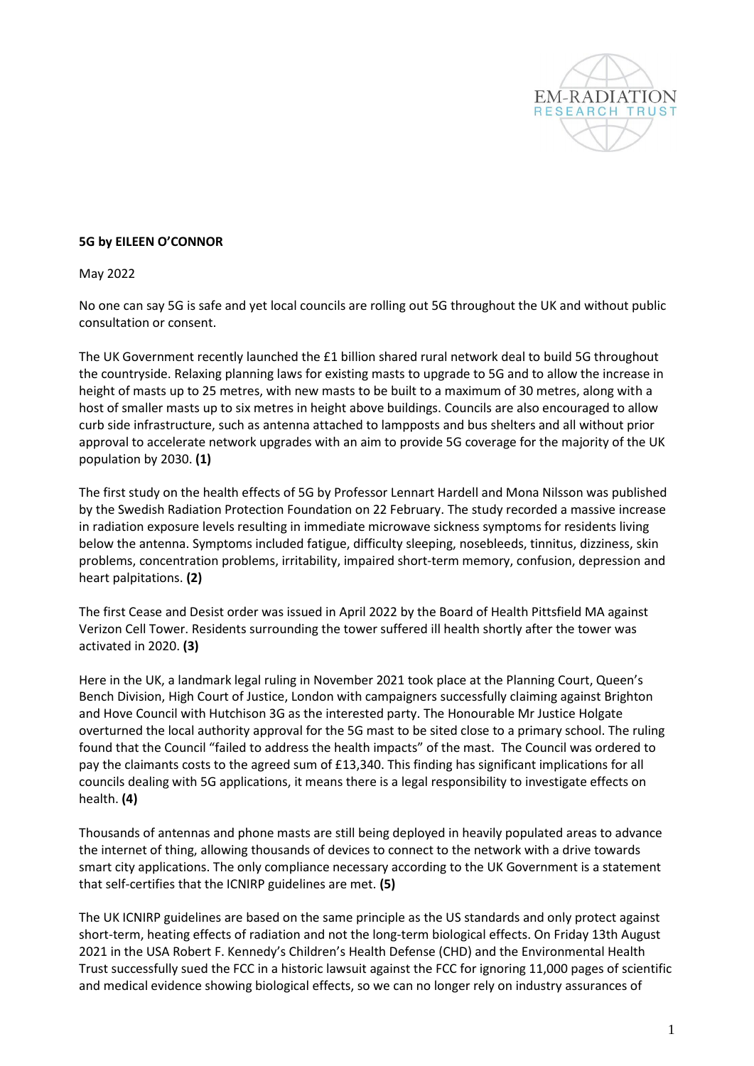**5G by EILEEN O'CONNOR**

May 2022

No one can say 5G is safe and yet local councils are rolling out 5G throughout the UK and without public consultation or consent.

The UK Government recently launched the £1 billion shared rural network deal to build 5G throughout the countryside. Relaxing planning laws for existing masts to upgrade to 5G and to allow the increase in height of masts up to 25 metres, with new masts to be built to a maximum of 30 metres, along with a host of smaller masts up to six metres in height above buildings. Councils are also encouraged to allow curb side infrastructure, such as antenna attached to lampposts and bus shelters and all without prior approval to accelerate network upgrades with an aim to provide 5G coverage for the majority of the UK population by 2030. **(1)**

The first study on the health effects of 5G by Professor Lennart Hardell and Mona Nilsson was published by the Swedish Radiation Protection Foundation on 22 February. The study recorded a massive increase in radiation exposure levels resulting in immediate microwave sickness symptoms for residents living below the antenna. Symptoms included fatigue, difficulty sleeping, nosebleeds, tinnitus, dizziness, skin problems, concentration problems, irritability, impaired short-term memory, confusion, depression and heart palpitations. **(2)**

The first Cease and Desist order was issued in April 2022 by the Board of Health Pittsfield MA against Verizon Cell Tower. Residents surrounding the tower suffered ill health shortly after the tower was activated in 2020. **(3)**

Here in the UK, a landmark legal ruling in November 2021 took place at the Planning Court, Queen's Bench Division, High Court of Justice, London with campaigners successfully claiming against Brighton and Hove Council with Hutchison 3G as the interested party. The Honourable Mr Justice Holgate overturned the local authority approval for the 5G mast to be sited close to a primary school. The ruling found that the Council "failed to address the health impacts" of the mast. The Council was ordered to pay the claimants costs to the agreed sum of £13,340. This finding has significant implications for all councils dealing with 5G applications, it means there is a legal responsibility to investigate effects on health. **(4)**

Thousands of antennas and phone masts are still being deployed in heavily populated areas to advance the internet of thing, allowing thousands of devices to connect to the network with a drive towards smart city applications. The only compliance necessary according to the UK Government is a statement that self-certifies that the ICNIRP guidelines are met. **(5)**

The UK ICNIRP guidelines are based on the same principle as the US standards and only protect against short-term, heating effects of radiation and not the long-term biological effects. On Friday 13th August 2021 in the USA Robert F. Kennedy's Children's Health Defense (CHD) and the Environmental Health Trust successfully sued the FCC in a historic lawsuit against the FCC for ignoring 11,000 pages of scientific and medical evidence showing biological effects, so we can no longer rely on industry assurances of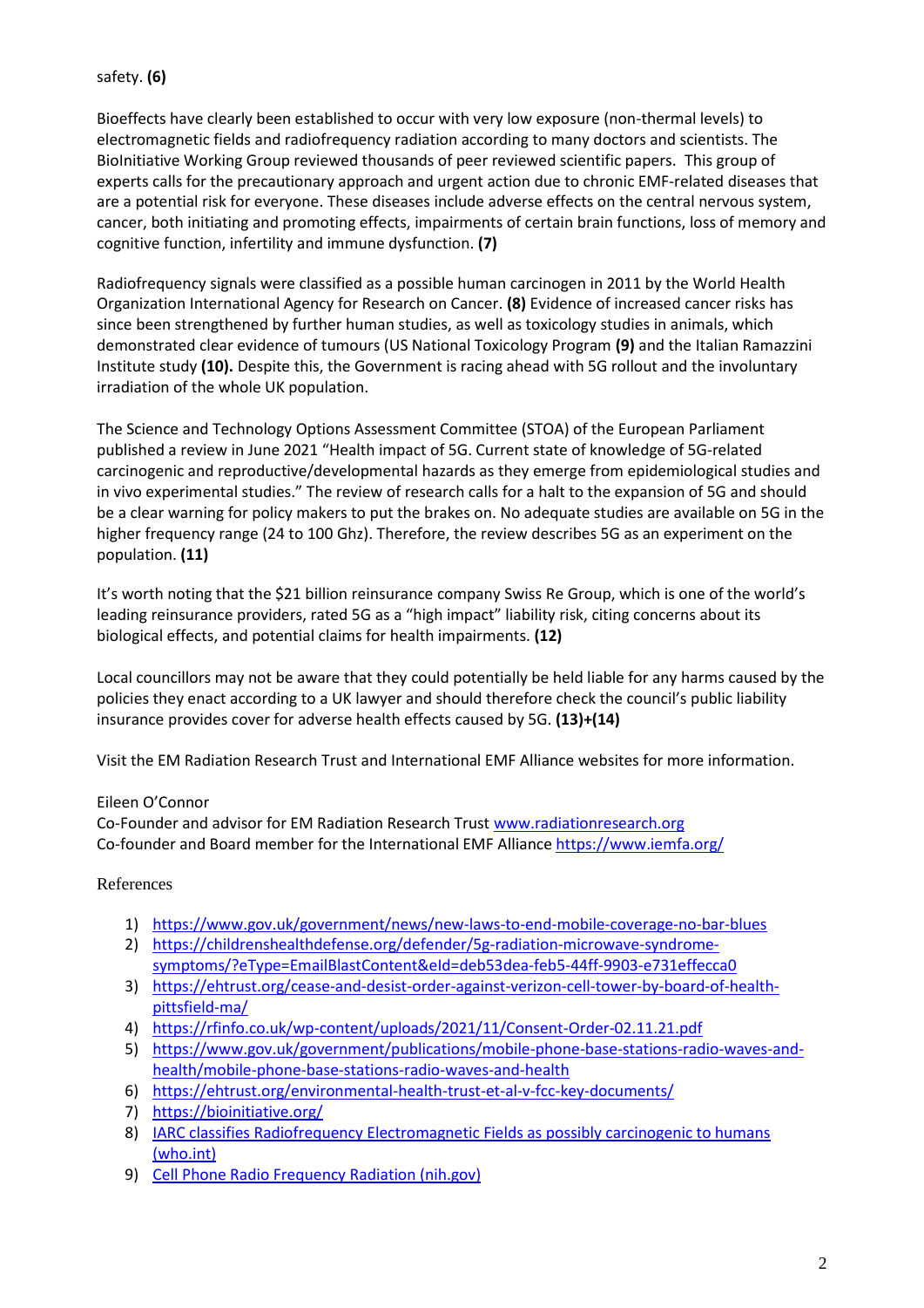safety. **(6)**

Bioeffects have clearly been established to occur with very low exposure (non-thermal levels) to electromagnetic fields and radiofrequency radiation according to many doctors and scientists. The BioInitiative Working Group reviewed thousands of peer reviewed scientific papers. This group of experts calls for the precautionary approach and urgent action due to chronic EMF-related diseases that are a potential risk for everyone. These diseases include adverse effects on the central nervous system, cancer, both initiating and promoting effects, impairments of certain brain functions, loss of memory and cognitive function, infertility and immune dysfunction. **(7)**

Radiofrequency signals were classified as a possible human carcinogen in 2011 by the World Health Organization International Agency for Research on Cancer. **(8)** Evidence of increased cancer risks has since been strengthened by further human studies, as well as toxicology studies in animals, which demonstrated clear evidence of tumours (US National Toxicology Program **(9)** and the Italian Ramazzini Institute study **(10).** Despite this, the Government is racing ahead with 5G rollout and the involuntary irradiation of the whole UK population.

The Science and Technology Options Assessment Committee (STOA) of the European Parliament published a review in June 2021 "Health impact of 5G. Current state of knowledge of 5G-related carcinogenic and reproductive/developmental hazards as they emerge from epidemiological studies and in vivo experimental studies." The review of research calls for a halt to the expansion of 5G and should be a clear warning for policy makers to put the brakes on. No adequate studies are available on 5G in the higher frequency range (24 to 100 Ghz). Therefore, the review describes 5G as an experiment on the population. **(11)**

It's worth noting that the $21 billion reinsurance company Swiss Re Group, which is one of the world's leading reinsurance providers, rated 5G as a "high impact" liability risk, citing concerns about its biological effects, and potential claims for health impairments. **(12)**

Local councillors may not be aware that they could potentially be held liable for any harms caused by the policies they enact according to a UK lawyer and should therefore check the council's public liability insurance provides cover for adverse health effects caused by 5G. **(13)+(14)**

Visit the EM Radiation Research Trust and International EMF Alliance websites for more information.

Eileen O'Connor
Co-Founder and advisor for EM Radiation Research Trust [www.radiationresearch.org](www.radiationresearch.org)
Co-founder and Board member for the International EMF Alliance [https://www.iemfa.org/](https://www.iemfa.org/)

References

1) [https://www.gov.uk/government/news/new-laws-to-end-mobile-coverage-no-bar-blues](https://www.gov.uk/government/news/new-laws-to-end-mobile-coverage-no-bar-blues)
2) [https://childrenshealthdefense.org/defender/5g-radiation-microwave-syndrome-symptoms/?eType=EmailBlastContent&eId=deb53dea-feb5-44ff-9903-e731effecca0](https://childrenshealthdefense.org/defender/5g-radiation-microwave-syndrome-symptoms/?eType=EmailBlastContent&eId=deb53dea-feb5-44ff-9903-e731effecca0)
3) [https://ehtrust.org/cease-and-desist-order-against-verizon-cell-tower-by-board-of-health-pittsfield-ma/](https://ehtrust.org/cease-and-desist-order-against-verizon-cell-tower-by-board-of-health-pittsfield-ma/)
4) [https://rfinfo.co.uk/wp-content/uploads/2021/11/Consent-Order-02.11.21.pdf](https://rfinfo.co.uk/wp-content/uploads/2021/11/Consent-Order-02.11.21.pdf)
5) [https://www.gov.uk/government/publications/mobile-phone-base-stations-radio-waves-and-health/mobile-phone-base-stations-radio-waves-and-health](https://www.gov.uk/government/publications/mobile-phone-base-stations-radio-waves-and-health/mobile-phone-base-stations-radio-waves-and-health)
6) [https://ehtrust.org/environmental-health-trust-et-al-v-fcc-key-documents/](https://ehtrust.org/environmental-health-trust-et-al-v-fcc-key-documents/)
7) [https://bioinitiative.org/](https://bioinitiative.org/)
8) IARC classifies Radiofrequency Electromagnetic Fields as possibly carcinogenic to humans (who.int)
9) Cell Phone Radio Frequency Radiation (nih.gov)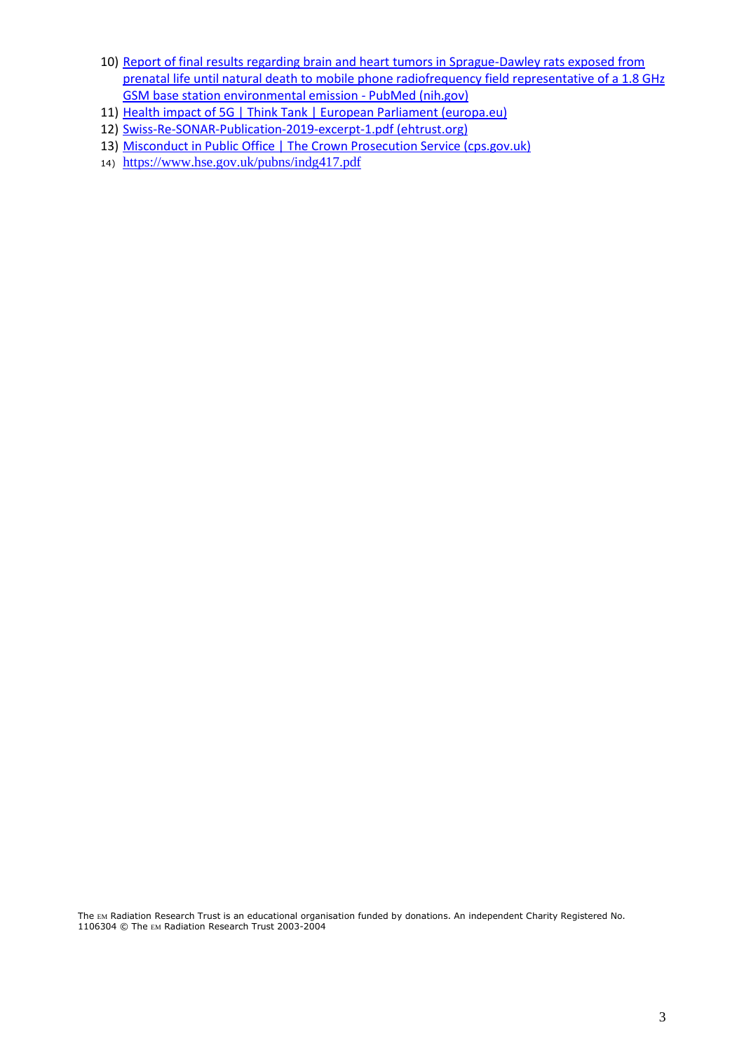10) Report of final results regarding brain and heart tumors in Sprague-Dawley rats exposed from prenatal life until natural death to mobile phone radiofrequency field representative of a 1.8 GHz GSM base station environmental emission - PubMed (nih.gov)
11) Health impact of 5G | Think Tank | European Parliament (europa.eu)
12) Swiss-Re-SONAR-Publication-2019-excerpt-1.pdf (ehtrust.org)
13) Misconduct in Public Office | The Crown Prosecution Service (cps.gov.uk)
14) https://www.hse.gov.uk/pubns/indg417.pdf

The EM Radiation Research Trust is an educational organisation funded by donations. An independent Charity Registered No. 1106304 © The EM Radiation Research Trust 2003-2004